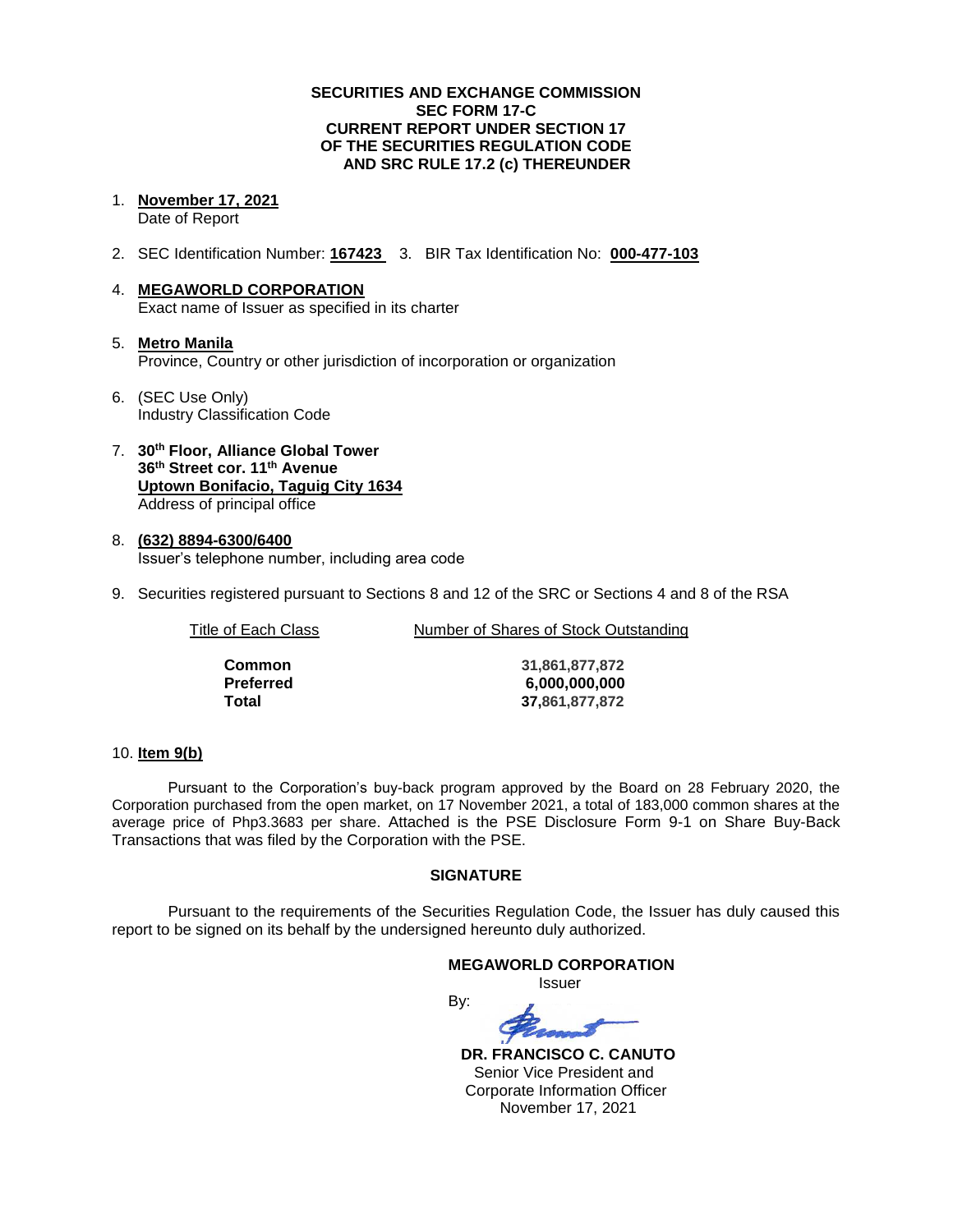**SECURITIES AND EXCHANGE COMMISSION**
**SEC FORM 17-C**
**CURRENT REPORT UNDER SECTION 17**
**OF THE SECURITIES REGULATION CODE**
**AND SRC RULE 17.2 (c) THEREUNDER**

1. **November 17, 2021**
   Date of Report

2. SEC Identification Number: **167423** 3. BIR Tax Identification No: **000-477-103**

4. **MEGAWORLD CORPORATION**
   Exact name of Issuer as specified in its charter

5. **Metro Manila**
   Province, Country or other jurisdiction of incorporation or organization

6. (SEC Use Only)
   Industry Classification Code

7. **30th Floor, Alliance Global Tower**
   **36th Street cor. 11th Avenue**
   **Uptown Bonifacio, Taguig City 1634**
   Address of principal office

8. **(632) 8894-6300/6400**
   Issuer's telephone number, including area code

9. Securities registered pursuant to Sections 8 and 12 of the SRC or Sections 4 and 8 of the RSA

| Title of Each Class | Number of Shares of Stock Outstanding |
|---|---|
| **Common** | **31,861,877,872** |
| **Preferred** | **6,000,000,000** |
| **Total** | **37,861,877,872** |

10. **Item 9(b)**

Pursuant to the Corporation's buy-back program approved by the Board on 28 February 2020, the Corporation purchased from the open market, on 17 November 2021, a total of 183,000 common shares at the average price of Php3.3683 per share. Attached is the PSE Disclosure Form 9-1 on Share Buy-Back Transactions that was filed by the Corporation with the PSE.

**SIGNATURE**

Pursuant to the requirements of the Securities Regulation Code, the Issuer has duly caused this report to be signed on its behalf by the undersigned hereunto duly authorized.

**MEGAWORLD CORPORATION**
Issuer

By:

**DR. FRANCISCO C. CANUTO**
Senior Vice President and
Corporate Information Officer
November 17, 2021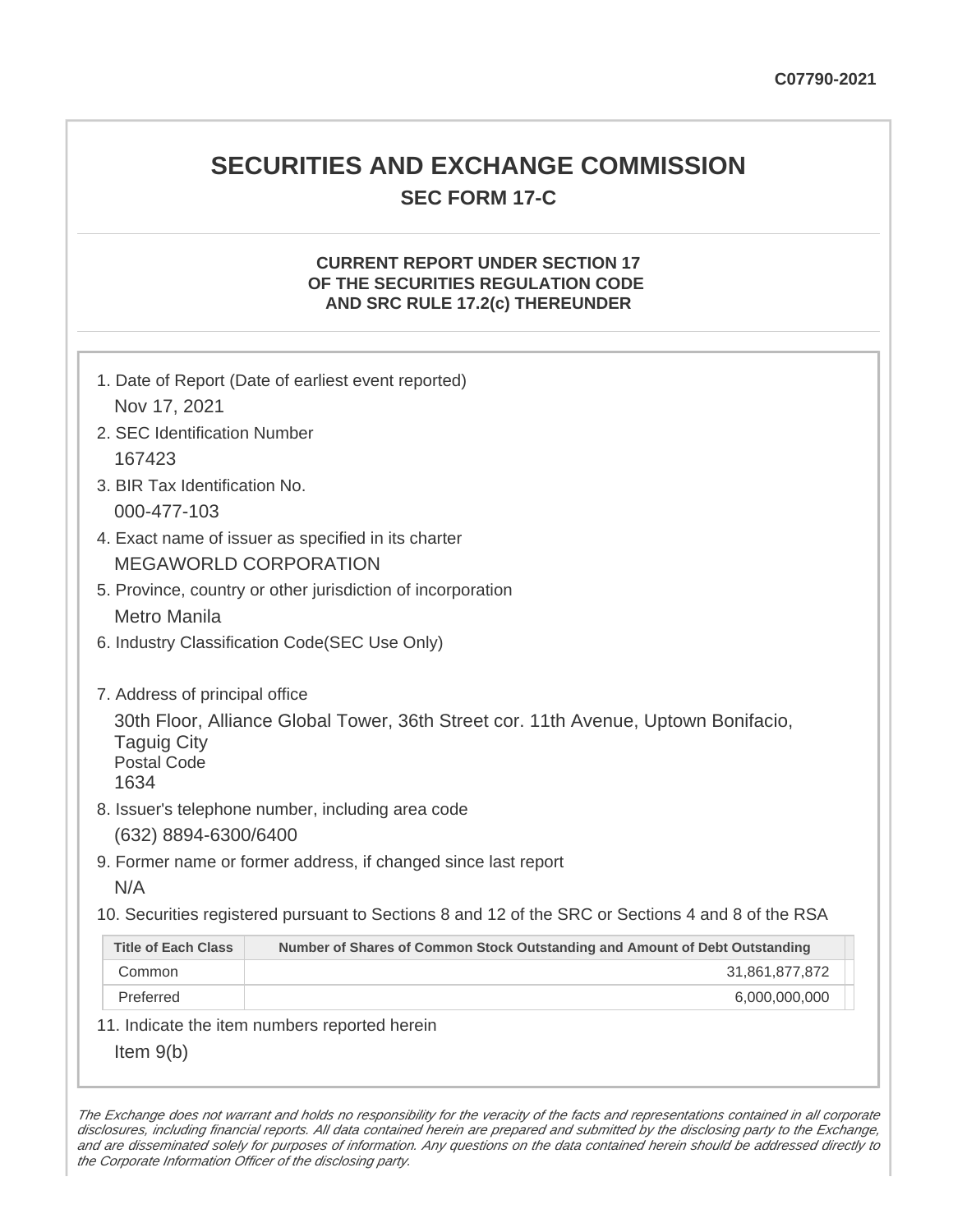C07790-2021

# SECURITIES AND EXCHANGE COMMISSION

## SEC FORM 17-C

### CURRENT REPORT UNDER SECTION 17 OF THE SECURITIES REGULATION CODE AND SRC RULE 17.2(c) THEREUNDER

1. Date of Report (Date of earliest event reported)

   Nov 17, 2021

2. SEC Identification Number

   167423

3. BIR Tax Identification No.

   000-477-103

4. Exact name of issuer as specified in its charter

   MEGAWORLD CORPORATION

5. Province, country or other jurisdiction of incorporation

   Metro Manila

6. Industry Classification Code(SEC Use Only)

7. Address of principal office

   30th Floor, Alliance Global Tower, 36th Street cor. 11th Avenue, Uptown Bonifacio, Taguig City
   Postal Code
   1634

8. Issuer's telephone number, including area code

   (632) 8894-6300/6400

9. Former name or former address, if changed since last report

   N/A

10. Securities registered pursuant to Sections 8 and 12 of the SRC or Sections 4 and 8 of the RSA

| Title of Each Class | Number of Shares of Common Stock Outstanding and Amount of Debt Outstanding |
| --- | --- |
| Common | 31,861,877,872 |
| Preferred | 6,000,000,000 |

11. Indicate the item numbers reported herein

   Item 9(b)

*The Exchange does not warrant and holds no responsibility for the veracity of the facts and representations contained in all corporate disclosures, including financial reports. All data contained herein are prepared and submitted by the disclosing party to the Exchange, and are disseminated solely for purposes of information. Any questions on the data contained herein should be addressed directly to the Corporate Information Officer of the disclosing party.*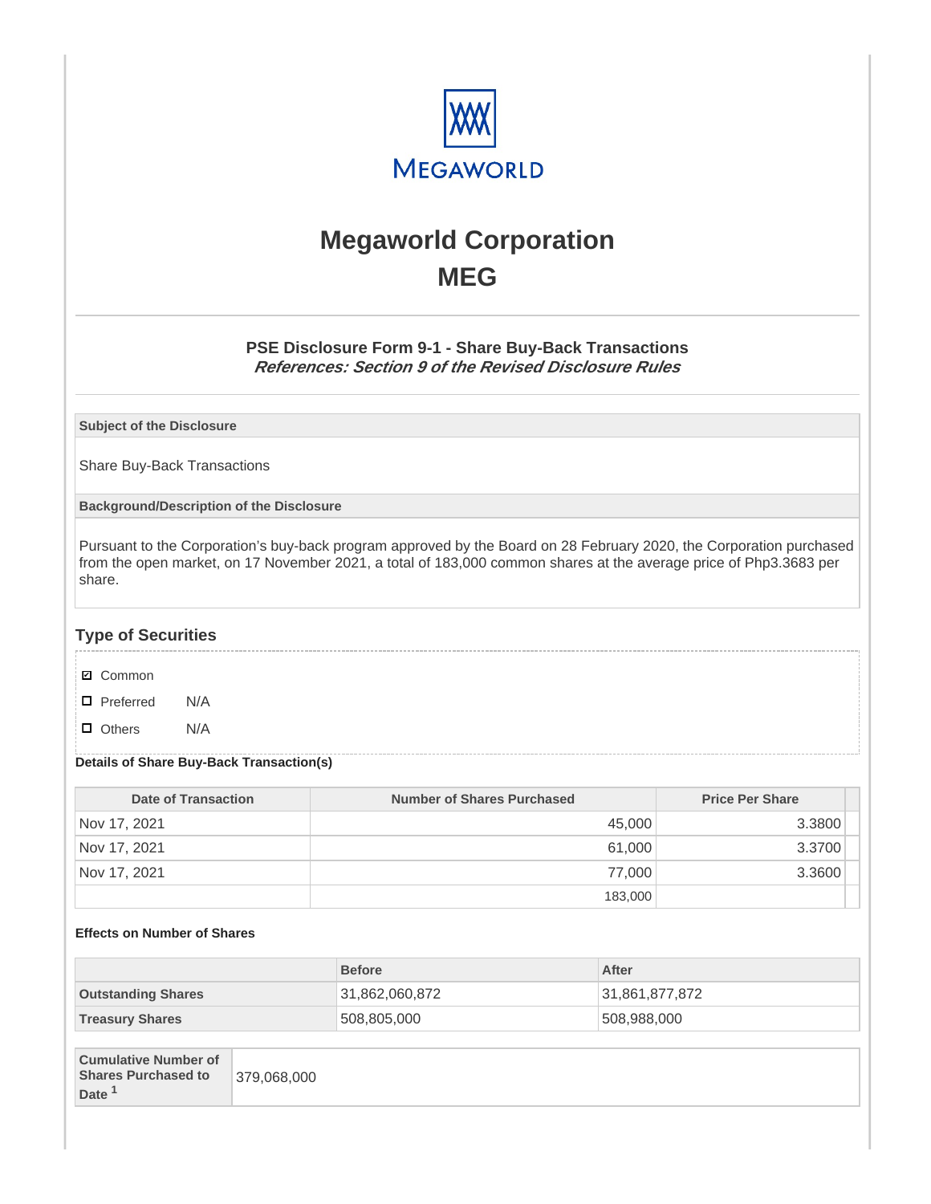# Megaworld Corporation
# MEG

### PSE Disclosure Form 9-1 - Share Buy-Back Transactions
***References: Section 9 of the Revised Disclosure Rules***

| Subject of the Disclosure |
|---|
| Share Buy-Back Transactions |

| Background/Description of the Disclosure |
|---|
| Pursuant to the Corporation's buy-back program approved by the Board on 28 February 2020, the Corporation purchased from the open market, on 17 November 2021, a total of 183,000 common shares at the average price of Php3.3683 per share. |

## Type of Securities

- ☑ Common
- ☐ Preferred N/A
- ☐ Others N/A

**Details of Share Buy-Back Transaction(s)**

| Date of Transaction | Number of Shares Purchased | Price Per Share |
|---|---|---|
| Nov 17, 2021 | 45,000 | 3.3800 |
| Nov 17, 2021 | 61,000 | 3.3700 |
| Nov 17, 2021 | 77,000 | 3.3600 |
| | 183,000 | |

**Effects on Number of Shares**

| | Before | After |
|---|---|---|
| **Outstanding Shares** | 31,862,060,872 | 31,861,877,872 |
| **Treasury Shares** | 508,805,000 | 508,988,000 |

| | |
|---|---|
| **Cumulative Number of Shares Purchased to Date** [1] | 379,068,000 |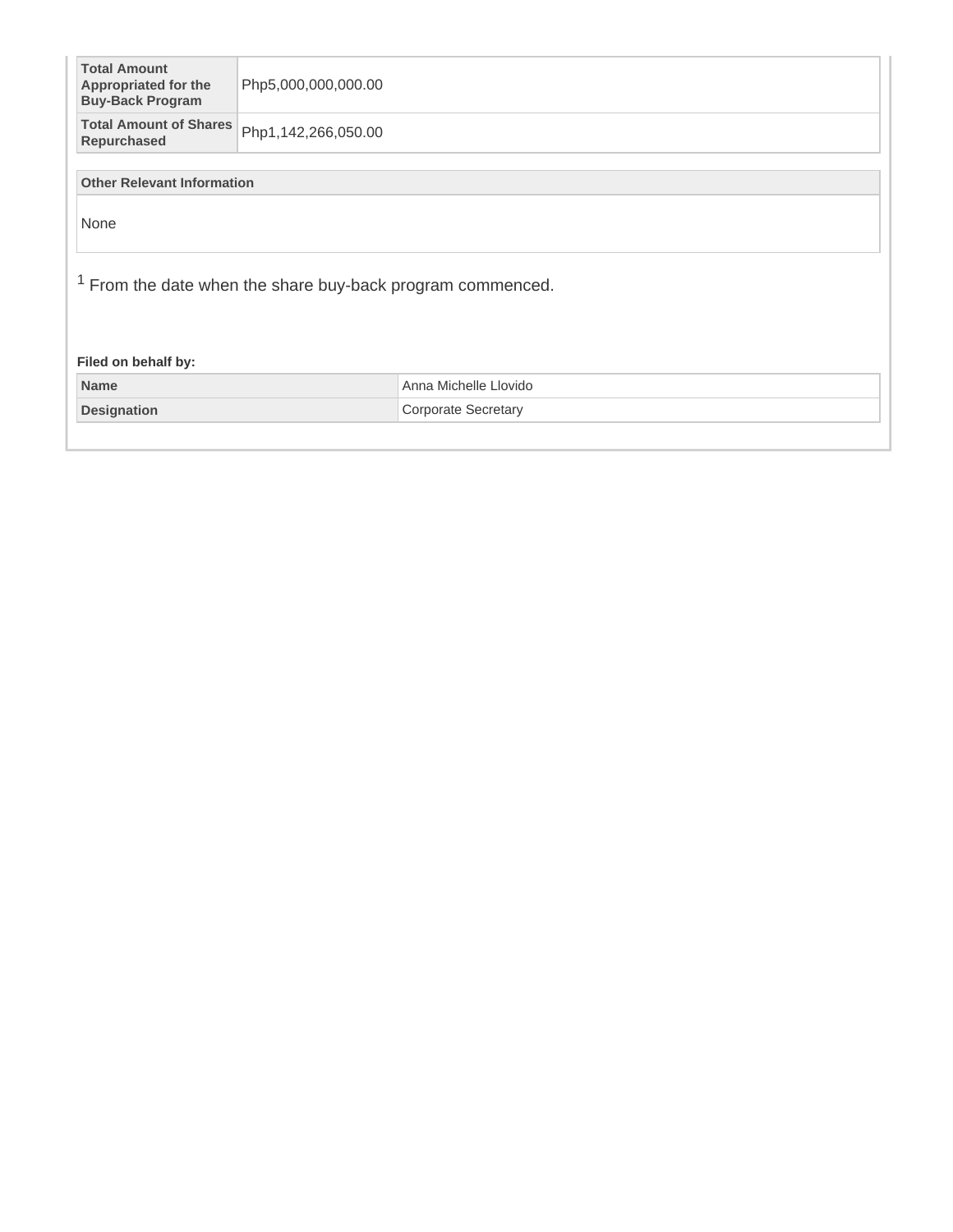| | |
|---|---|
| **Total Amount Appropriated for the Buy-Back Program** | Php5,000,000,000.00 |
| **Total Amount of Shares Repurchased** | Php1,142,266,050.00 |

| **Other Relevant Information** |
|---|
| None |

[1] From the date when the share buy-back program commenced.

**Filed on behalf by:**

| | |
|---|---|
| **Name** | Anna Michelle Llovido |
| **Designation** | Corporate Secretary |